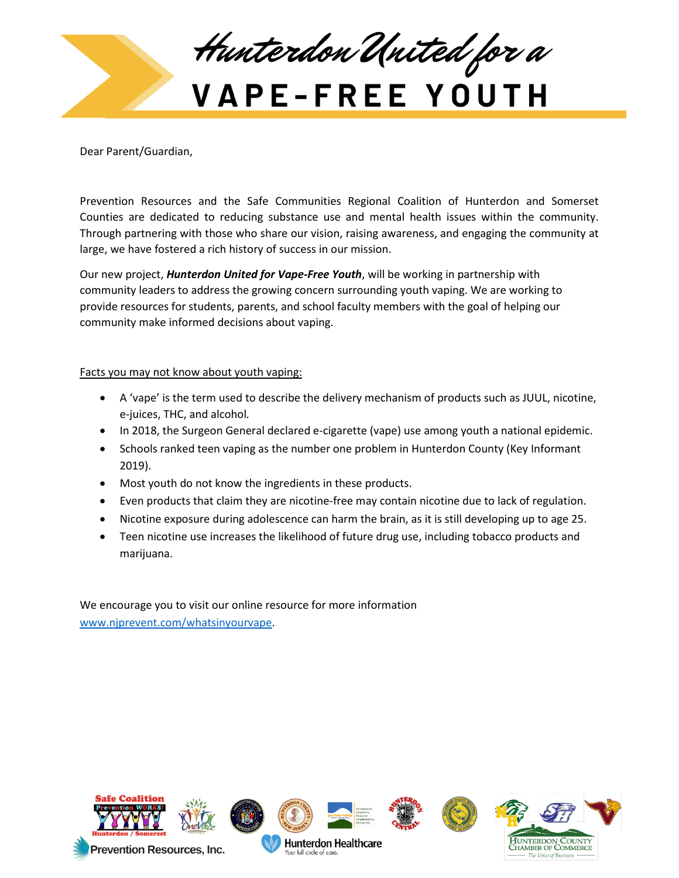# Hunterdon United for a VAPE-FREE YOUTH

Dear Parent/Guardian,

Prevention Resources and the Safe Communities Regional Coalition of Hunterdon and Somerset Counties are dedicated to reducing substance use and mental health issues within the community. Through partnering with those who share our vision, raising awareness, and engaging the community at large, we have fostered a rich history of success in our mission.

Our new project, ***Hunterdon United for Vape-Free Youth***, will be working in partnership with community leaders to address the growing concern surrounding youth vaping. We are working to provide resources for students, parents, and school faculty members with the goal of helping our community make informed decisions about vaping.

Facts you may not know about youth vaping:

- A 'vape' is the term used to describe the delivery mechanism of products such as JUUL, nicotine, e-juices, THC, and alcohol.
- In 2018, the Surgeon General declared e-cigarette (vape) use among youth a national epidemic.
- Schools ranked teen vaping as the number one problem in Hunterdon County (Key Informant 2019).
- Most youth do not know the ingredients in these products.
- Even products that claim they are nicotine-free may contain nicotine due to lack of regulation.
- Nicotine exposure during adolescence can harm the brain, as it is still developing up to age 25.
- Teen nicotine use increases the likelihood of future drug use, including tobacco products and marijuana.

We encourage you to visit our online resource for more information [www.njprevent.com/whatsinyourvape](www.njprevent.com/whatsinyourvape).

Safe Coalition Prevention WORKS! Hunterdon / Somerset · OneVoice · Prevention Resources, Inc. · Hunterdon Healthcare – Your full circle of care. · Hunterdon Central · Hunterdon County Chamber of Commerce – The Voice of Business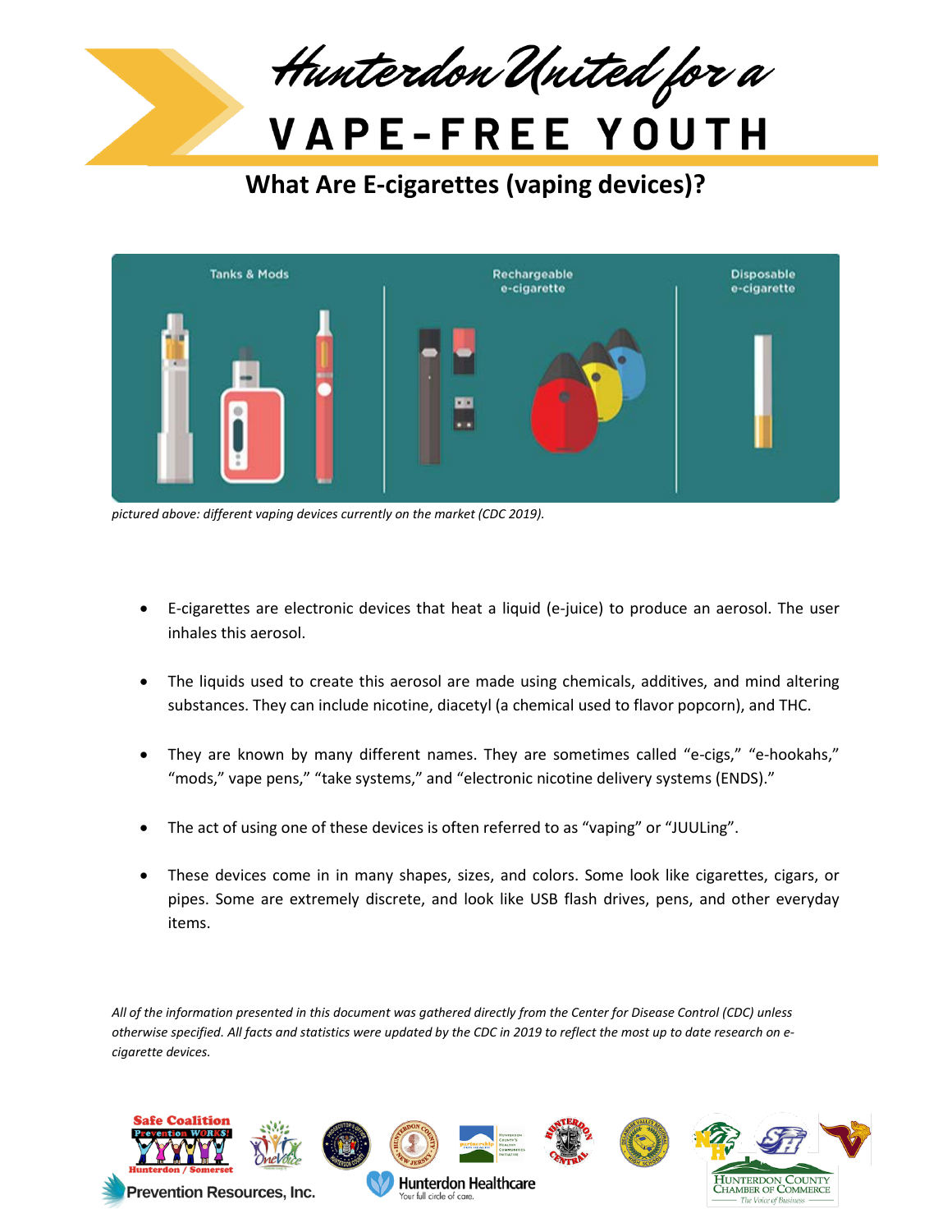# Hunterdon United for a VAPE-FREE YOUTH

## What Are E-cigarettes (vaping devices)?

Tanks & Mods

Rechargeable e-cigarette

Disposable e-cigarette

*pictured above: different vaping devices currently on the market (CDC 2019).*

- E-cigarettes are electronic devices that heat a liquid (e-juice) to produce an aerosol. The user inhales this aerosol.
- The liquids used to create this aerosol are made using chemicals, additives, and mind altering substances. They can include nicotine, diacetyl (a chemical used to flavor popcorn), and THC.
- They are known by many different names. They are sometimes called "e-cigs," "e-hookahs," "mods," vape pens," "take systems," and "electronic nicotine delivery systems (ENDS)."
- The act of using one of these devices is often referred to as "vaping" or "JUULing".
- These devices come in in many shapes, sizes, and colors. Some look like cigarettes, cigars, or pipes. Some are extremely discrete, and look like USB flash drives, pens, and other everyday items.

*All of the information presented in this document was gathered directly from the Center for Disease Control (CDC) unless otherwise specified. All facts and statistics were updated by the CDC in 2019 to reflect the most up to date research on e-cigarette devices.*